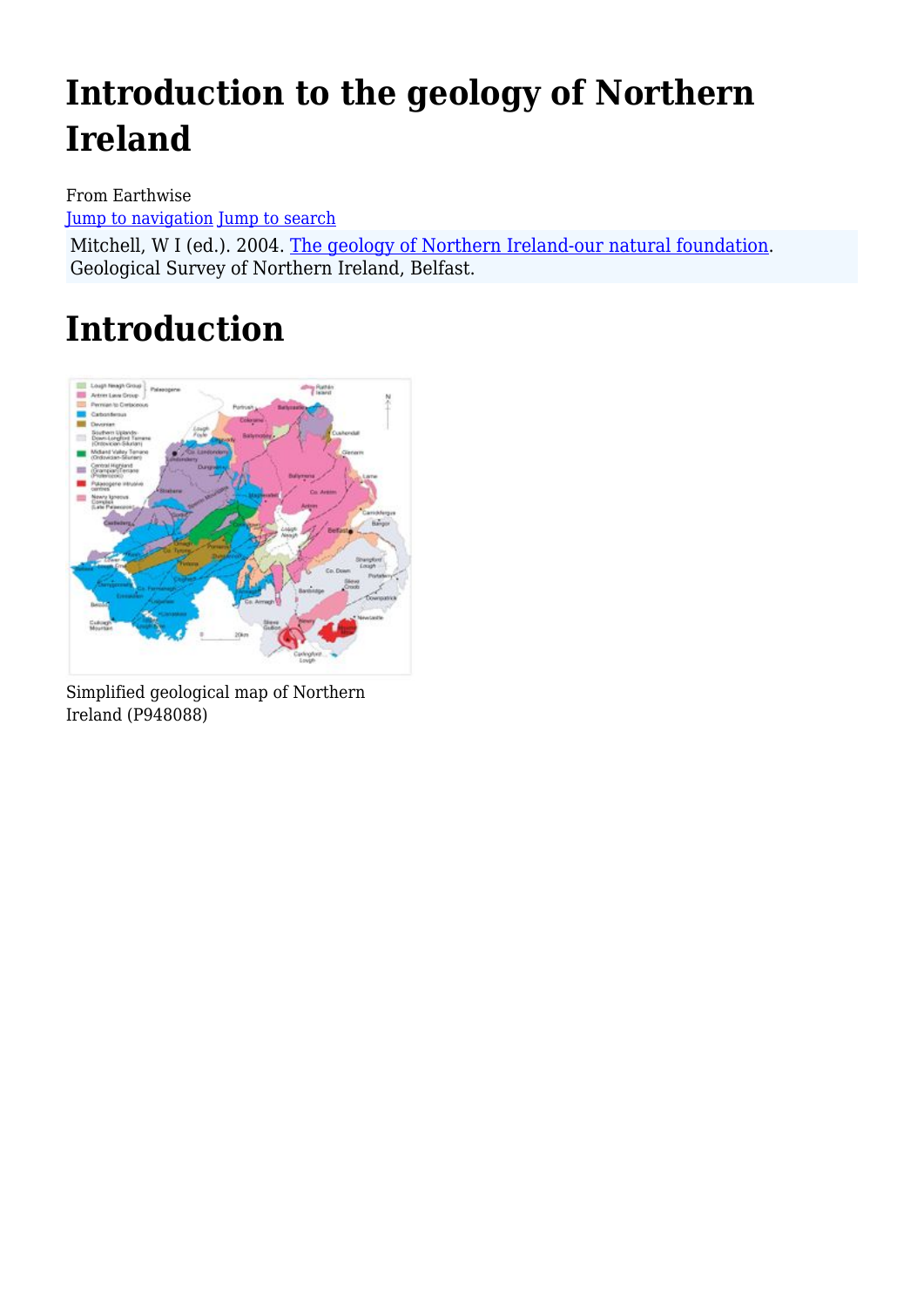# Introduction to the geology of Northern Ireland

From Earthwise

Jump to navigation Jump to search

Mitchell, W I (ed.). 2004. The geology of Northern Ireland-our natural foundation. Geological Survey of Northern Ireland, Belfast.

# Introduction

Simplified geological map of Northern Ireland (P948088)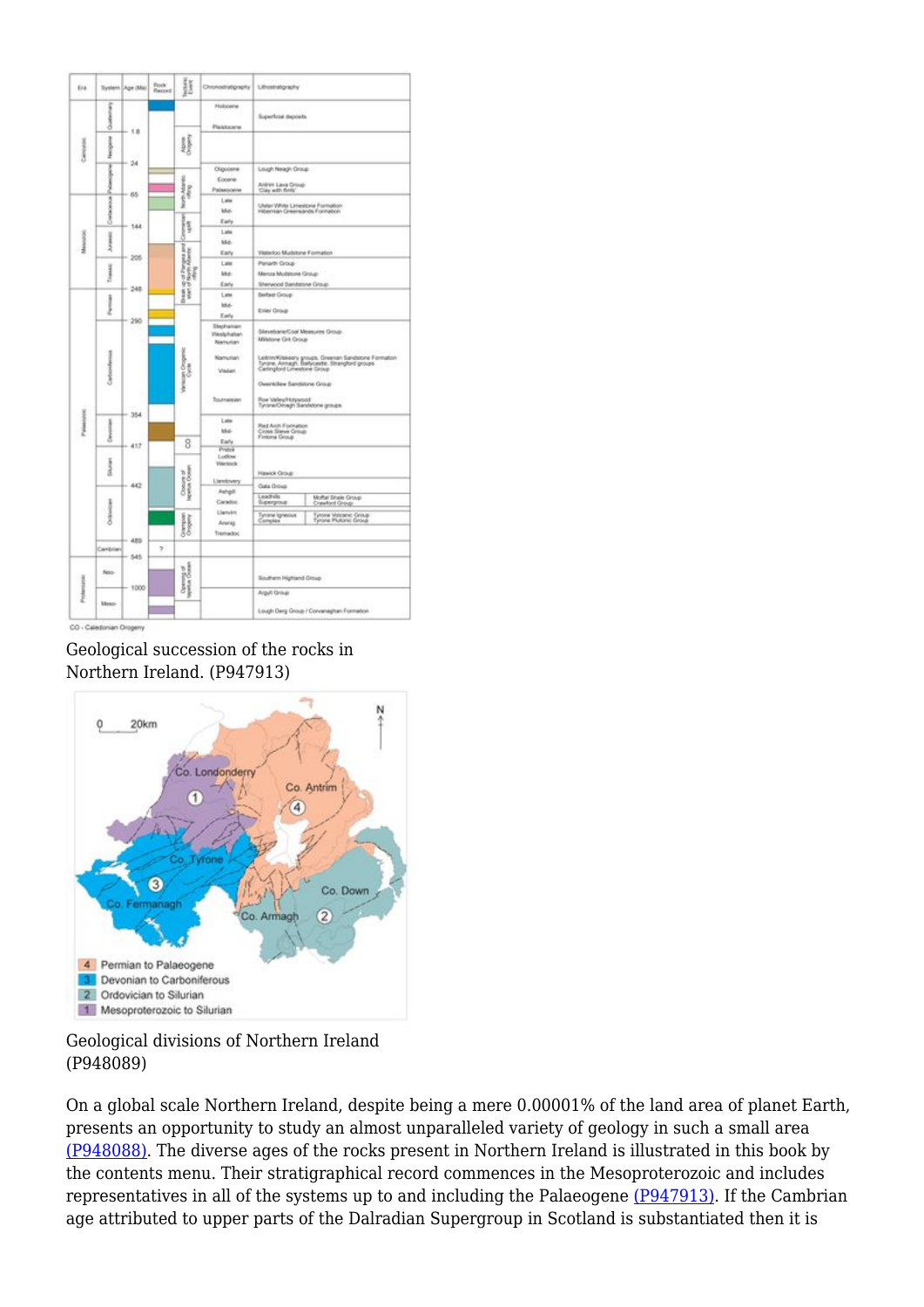Geological succession of the rocks in Northern Ireland. (P947913)

Geological divisions of Northern Ireland (P948089)

On a global scale Northern Ireland, despite being a mere 0.00001% of the land area of planet Earth, presents an opportunity to study an almost unparalleled variety of geology in such a small area (P948088). The diverse ages of the rocks present in Northern Ireland is illustrated in this book by the contents menu. Their stratigraphical record commences in the Mesoproterozoic and includes representatives in all of the systems up to and including the Palaeogene (P947913). If the Cambrian age attributed to upper parts of the Dalradian Supergroup in Scotland is substantiated then it is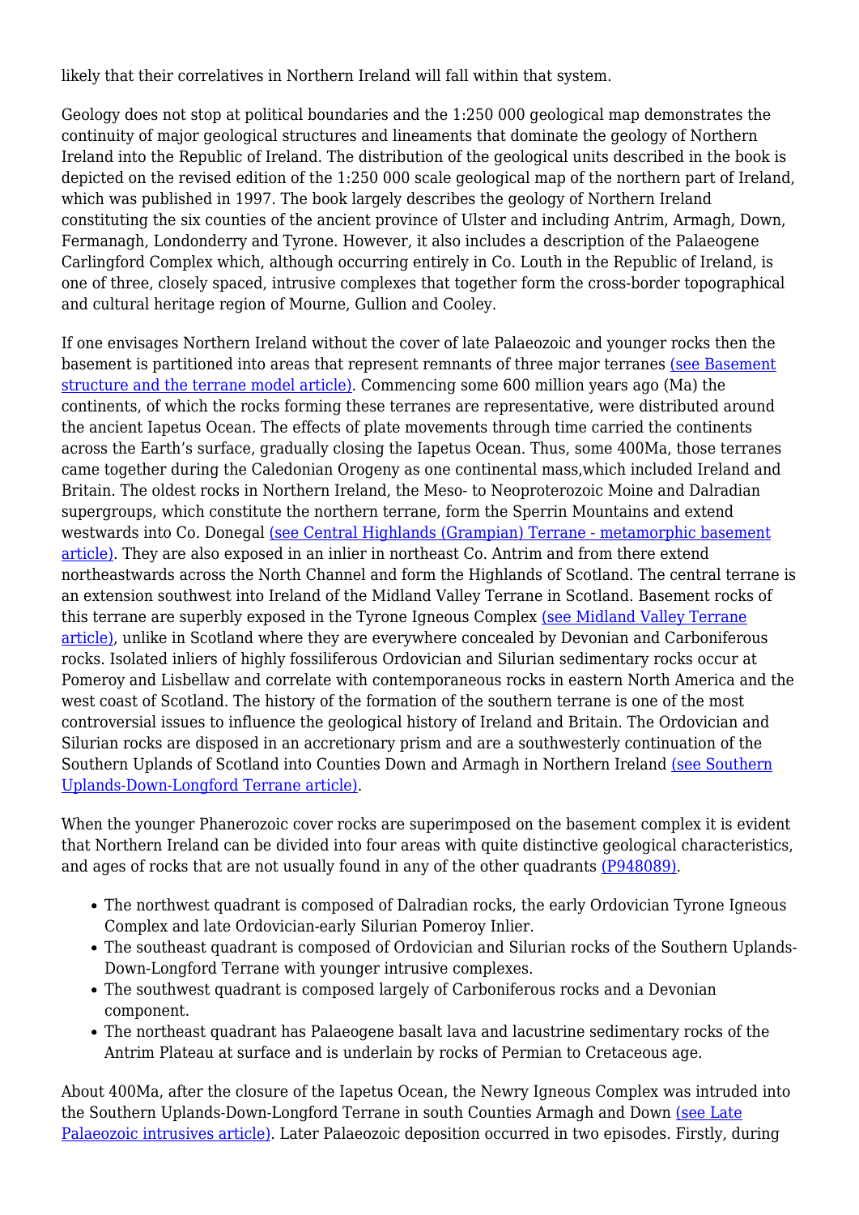likely that their correlatives in Northern Ireland will fall within that system.

Geology does not stop at political boundaries and the 1:250 000 geological map demonstrates the continuity of major geological structures and lineaments that dominate the geology of Northern Ireland into the Republic of Ireland. The distribution of the geological units described in the book is depicted on the revised edition of the 1:250 000 scale geological map of the northern part of Ireland, which was published in 1997. The book largely describes the geology of Northern Ireland constituting the six counties of the ancient province of Ulster and including Antrim, Armagh, Down, Fermanagh, Londonderry and Tyrone. However, it also includes a description of the Palaeogene Carlingford Complex which, although occurring entirely in Co. Louth in the Republic of Ireland, is one of three, closely spaced, intrusive complexes that together form the cross-border topographical and cultural heritage region of Mourne, Gullion and Cooley.

If one envisages Northern Ireland without the cover of late Palaeozoic and younger rocks then the basement is partitioned into areas that represent remnants of three major terranes (see Basement structure and the terrane model article). Commencing some 600 million years ago (Ma) the continents, of which the rocks forming these terranes are representative, were distributed around the ancient Iapetus Ocean. The effects of plate movements through time carried the continents across the Earth's surface, gradually closing the Iapetus Ocean. Thus, some 400Ma, those terranes came together during the Caledonian Orogeny as one continental mass,which included Ireland and Britain. The oldest rocks in Northern Ireland, the Meso- to Neoproterozoic Moine and Dalradian supergroups, which constitute the northern terrane, form the Sperrin Mountains and extend westwards into Co. Donegal (see Central Highlands (Grampian) Terrane - metamorphic basement article). They are also exposed in an inlier in northeast Co. Antrim and from there extend northeastwards across the North Channel and form the Highlands of Scotland. The central terrane is an extension southwest into Ireland of the Midland Valley Terrane in Scotland. Basement rocks of this terrane are superbly exposed in the Tyrone Igneous Complex (see Midland Valley Terrane article), unlike in Scotland where they are everywhere concealed by Devonian and Carboniferous rocks. Isolated inliers of highly fossiliferous Ordovician and Silurian sedimentary rocks occur at Pomeroy and Lisbellaw and correlate with contemporaneous rocks in eastern North America and the west coast of Scotland. The history of the formation of the southern terrane is one of the most controversial issues to influence the geological history of Ireland and Britain. The Ordovician and Silurian rocks are disposed in an accretionary prism and are a southwesterly continuation of the Southern Uplands of Scotland into Counties Down and Armagh in Northern Ireland (see Southern Uplands-Down-Longford Terrane article).

When the younger Phanerozoic cover rocks are superimposed on the basement complex it is evident that Northern Ireland can be divided into four areas with quite distinctive geological characteristics, and ages of rocks that are not usually found in any of the other quadrants (P948089).

- The northwest quadrant is composed of Dalradian rocks, the early Ordovician Tyrone Igneous Complex and late Ordovician-early Silurian Pomeroy Inlier.
- The southeast quadrant is composed of Ordovician and Silurian rocks of the Southern Uplands-Down-Longford Terrane with younger intrusive complexes.
- The southwest quadrant is composed largely of Carboniferous rocks and a Devonian component.
- The northeast quadrant has Palaeogene basalt lava and lacustrine sedimentary rocks of the Antrim Plateau at surface and is underlain by rocks of Permian to Cretaceous age.

About 400Ma, after the closure of the Iapetus Ocean, the Newry Igneous Complex was intruded into the Southern Uplands-Down-Longford Terrane in south Counties Armagh and Down (see Late Palaeozoic intrusives article). Later Palaeozoic deposition occurred in two episodes. Firstly, during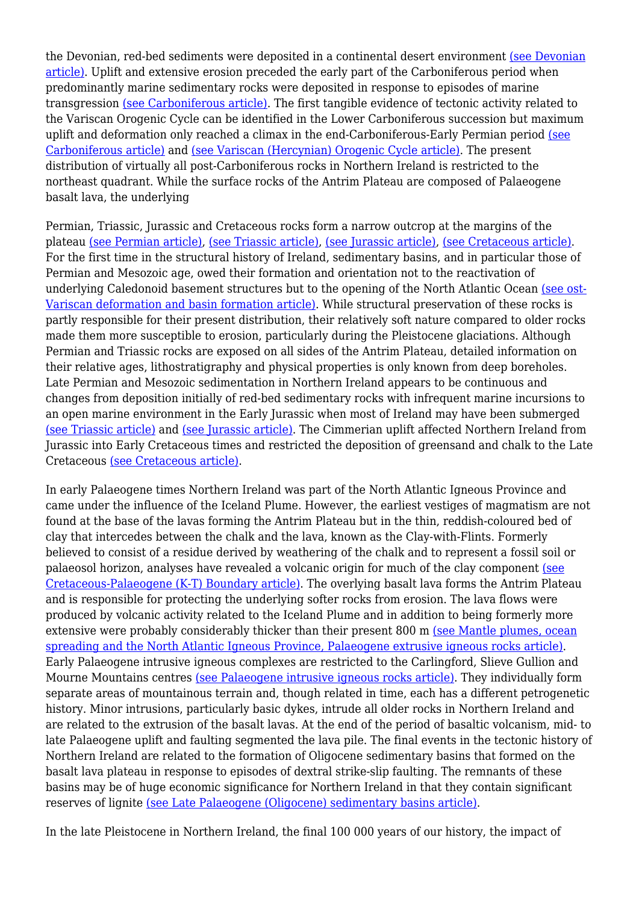the Devonian, red-bed sediments were deposited in a continental desert environment (see Devonian article). Uplift and extensive erosion preceded the early part of the Carboniferous period when predominantly marine sedimentary rocks were deposited in response to episodes of marine transgression (see Carboniferous article). The first tangible evidence of tectonic activity related to the Variscan Orogenic Cycle can be identified in the Lower Carboniferous succession but maximum uplift and deformation only reached a climax in the end-Carboniferous-Early Permian period (see Carboniferous article) and (see Variscan (Hercynian) Orogenic Cycle article). The present distribution of virtually all post-Carboniferous rocks in Northern Ireland is restricted to the northeast quadrant. While the surface rocks of the Antrim Plateau are composed of Palaeogene basalt lava, the underlying

Permian, Triassic, Jurassic and Cretaceous rocks form a narrow outcrop at the margins of the plateau (see Permian article), (see Triassic article), (see Jurassic article), (see Cretaceous article). For the first time in the structural history of Ireland, sedimentary basins, and in particular those of Permian and Mesozoic age, owed their formation and orientation not to the reactivation of underlying Caledonoid basement structures but to the opening of the North Atlantic Ocean (see ost-Variscan deformation and basin formation article). While structural preservation of these rocks is partly responsible for their present distribution, their relatively soft nature compared to older rocks made them more susceptible to erosion, particularly during the Pleistocene glaciations. Although Permian and Triassic rocks are exposed on all sides of the Antrim Plateau, detailed information on their relative ages, lithostratigraphy and physical properties is only known from deep boreholes. Late Permian and Mesozoic sedimentation in Northern Ireland appears to be continuous and changes from deposition initially of red-bed sedimentary rocks with infrequent marine incursions to an open marine environment in the Early Jurassic when most of Ireland may have been submerged (see Triassic article) and (see Jurassic article). The Cimmerian uplift affected Northern Ireland from Jurassic into Early Cretaceous times and restricted the deposition of greensand and chalk to the Late Cretaceous (see Cretaceous article).

In early Palaeogene times Northern Ireland was part of the North Atlantic Igneous Province and came under the influence of the Iceland Plume. However, the earliest vestiges of magmatism are not found at the base of the lavas forming the Antrim Plateau but in the thin, reddish-coloured bed of clay that intercedes between the chalk and the lava, known as the Clay-with-Flints. Formerly believed to consist of a residue derived by weathering of the chalk and to represent a fossil soil or palaeosol horizon, analyses have revealed a volcanic origin for much of the clay component (see Cretaceous-Palaeogene (K-T) Boundary article). The overlying basalt lava forms the Antrim Plateau and is responsible for protecting the underlying softer rocks from erosion. The lava flows were produced by volcanic activity related to the Iceland Plume and in addition to being formerly more extensive were probably considerably thicker than their present 800 m (see Mantle plumes, ocean spreading and the North Atlantic Igneous Province, Palaeogene extrusive igneous rocks article). Early Palaeogene intrusive igneous complexes are restricted to the Carlingford, Slieve Gullion and Mourne Mountains centres (see Palaeogene intrusive igneous rocks article). They individually form separate areas of mountainous terrain and, though related in time, each has a different petrogenetic history. Minor intrusions, particularly basic dykes, intrude all older rocks in Northern Ireland and are related to the extrusion of the basalt lavas. At the end of the period of basaltic volcanism, mid- to late Palaeogene uplift and faulting segmented the lava pile. The final events in the tectonic history of Northern Ireland are related to the formation of Oligocene sedimentary basins that formed on the basalt lava plateau in response to episodes of dextral strike-slip faulting. The remnants of these basins may be of huge economic significance for Northern Ireland in that they contain significant reserves of lignite (see Late Palaeogene (Oligocene) sedimentary basins article).

In the late Pleistocene in Northern Ireland, the final 100 000 years of our history, the impact of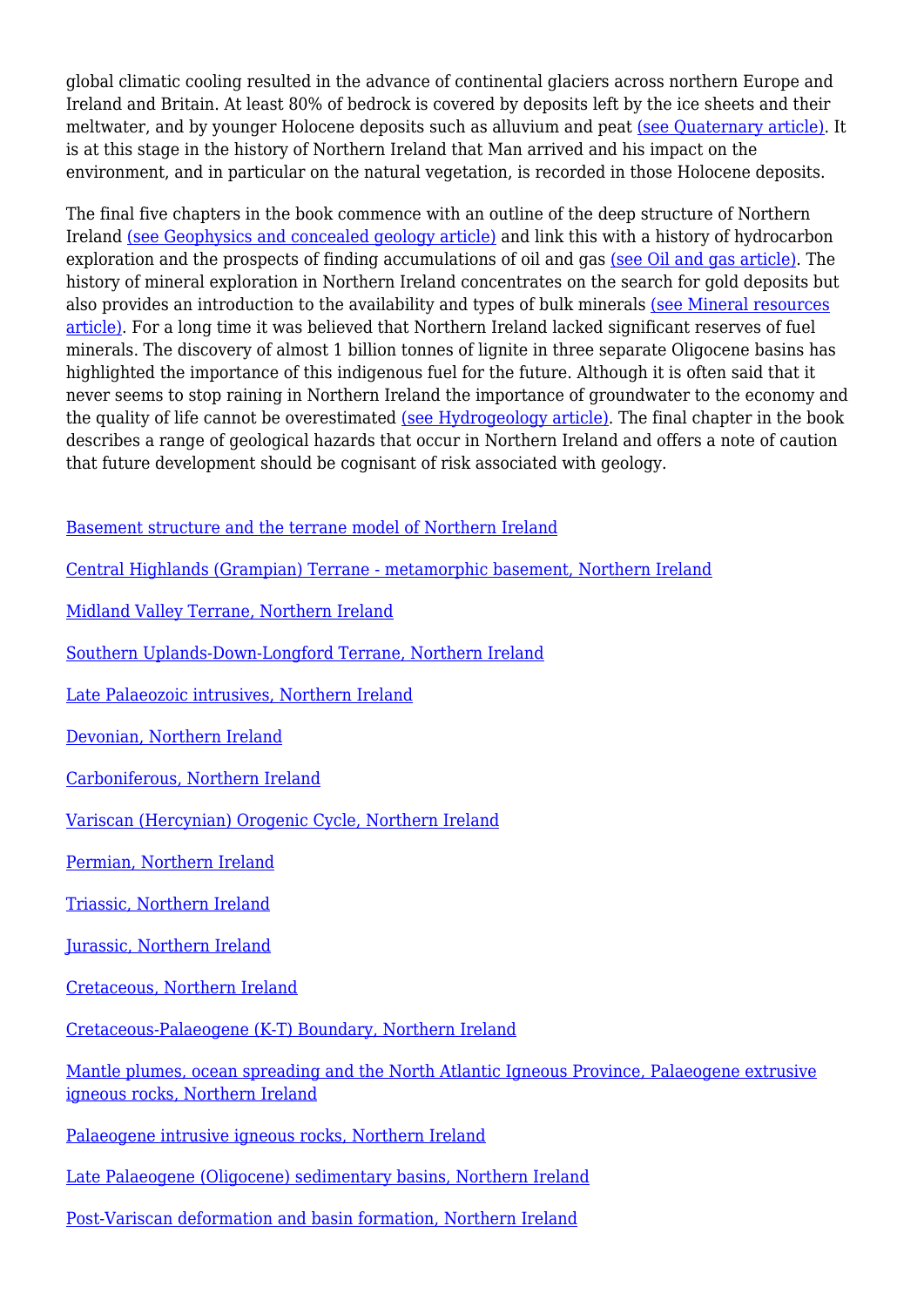global climatic cooling resulted in the advance of continental glaciers across northern Europe and Ireland and Britain. At least 80% of bedrock is covered by deposits left by the ice sheets and their meltwater, and by younger Holocene deposits such as alluvium and peat (see Quaternary article). It is at this stage in the history of Northern Ireland that Man arrived and his impact on the environment, and in particular on the natural vegetation, is recorded in those Holocene deposits.

The final five chapters in the book commence with an outline of the deep structure of Northern Ireland (see Geophysics and concealed geology article) and link this with a history of hydrocarbon exploration and the prospects of finding accumulations of oil and gas (see Oil and gas article). The history of mineral exploration in Northern Ireland concentrates on the search for gold deposits but also provides an introduction to the availability and types of bulk minerals (see Mineral resources article). For a long time it was believed that Northern Ireland lacked significant reserves of fuel minerals. The discovery of almost 1 billion tonnes of lignite in three separate Oligocene basins has highlighted the importance of this indigenous fuel for the future. Although it is often said that it never seems to stop raining in Northern Ireland the importance of groundwater to the economy and the quality of life cannot be overestimated (see Hydrogeology article). The final chapter in the book describes a range of geological hazards that occur in Northern Ireland and offers a note of caution that future development should be cognisant of risk associated with geology.

Basement structure and the terrane model of Northern Ireland

Central Highlands (Grampian) Terrane - metamorphic basement, Northern Ireland

Midland Valley Terrane, Northern Ireland

Southern Uplands-Down-Longford Terrane, Northern Ireland

Late Palaeozoic intrusives, Northern Ireland

Devonian, Northern Ireland

Carboniferous, Northern Ireland

Variscan (Hercynian) Orogenic Cycle, Northern Ireland

Permian, Northern Ireland

Triassic, Northern Ireland

Jurassic, Northern Ireland

Cretaceous, Northern Ireland

Cretaceous-Palaeogene (K-T) Boundary, Northern Ireland

Mantle plumes, ocean spreading and the North Atlantic Igneous Province, Palaeogene extrusive igneous rocks, Northern Ireland

Palaeogene intrusive igneous rocks, Northern Ireland

Late Palaeogene (Oligocene) sedimentary basins, Northern Ireland

Post-Variscan deformation and basin formation, Northern Ireland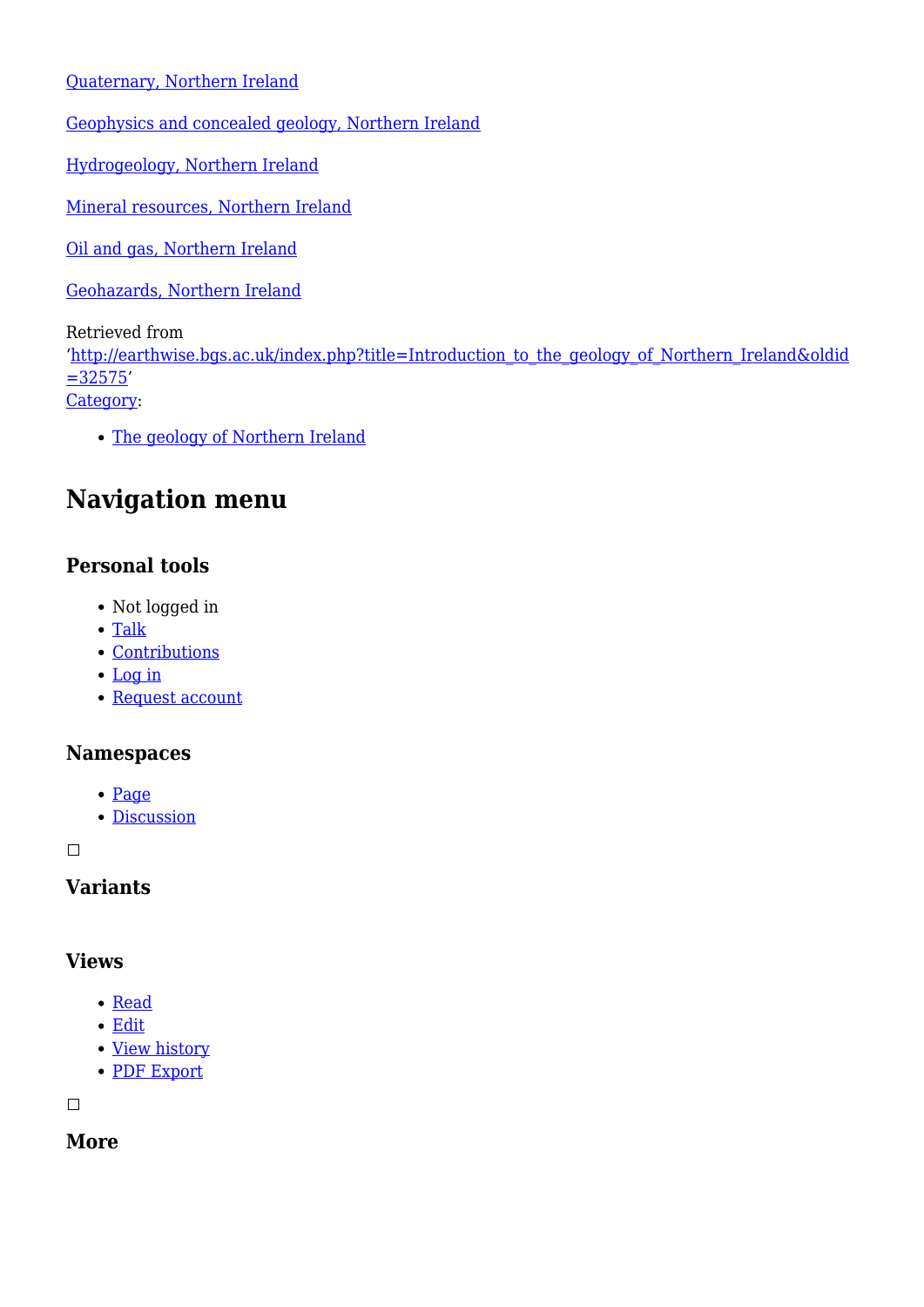[Quaternary, Northern Ireland](#)

[Geophysics and concealed geology, Northern Ireland](#)

[Hydrogeology, Northern Ireland](#)

[Mineral resources, Northern Ireland](#)

[Oil and gas, Northern Ireland](#)

[Geohazards, Northern Ireland](#)

Retrieved from
'http://earthwise.bgs.ac.uk/index.php?title=Introduction_to_the_geology_of_Northern_Ireland&oldid=32575'
Category:

- The geology of Northern Ireland

## Navigation menu

### Personal tools

- Not logged in
- Talk
- Contributions
- Log in
- Request account

### Namespaces

- Page
- Discussion

☐

### Variants

### Views

- Read
- Edit
- View history
- PDF Export

☐

### More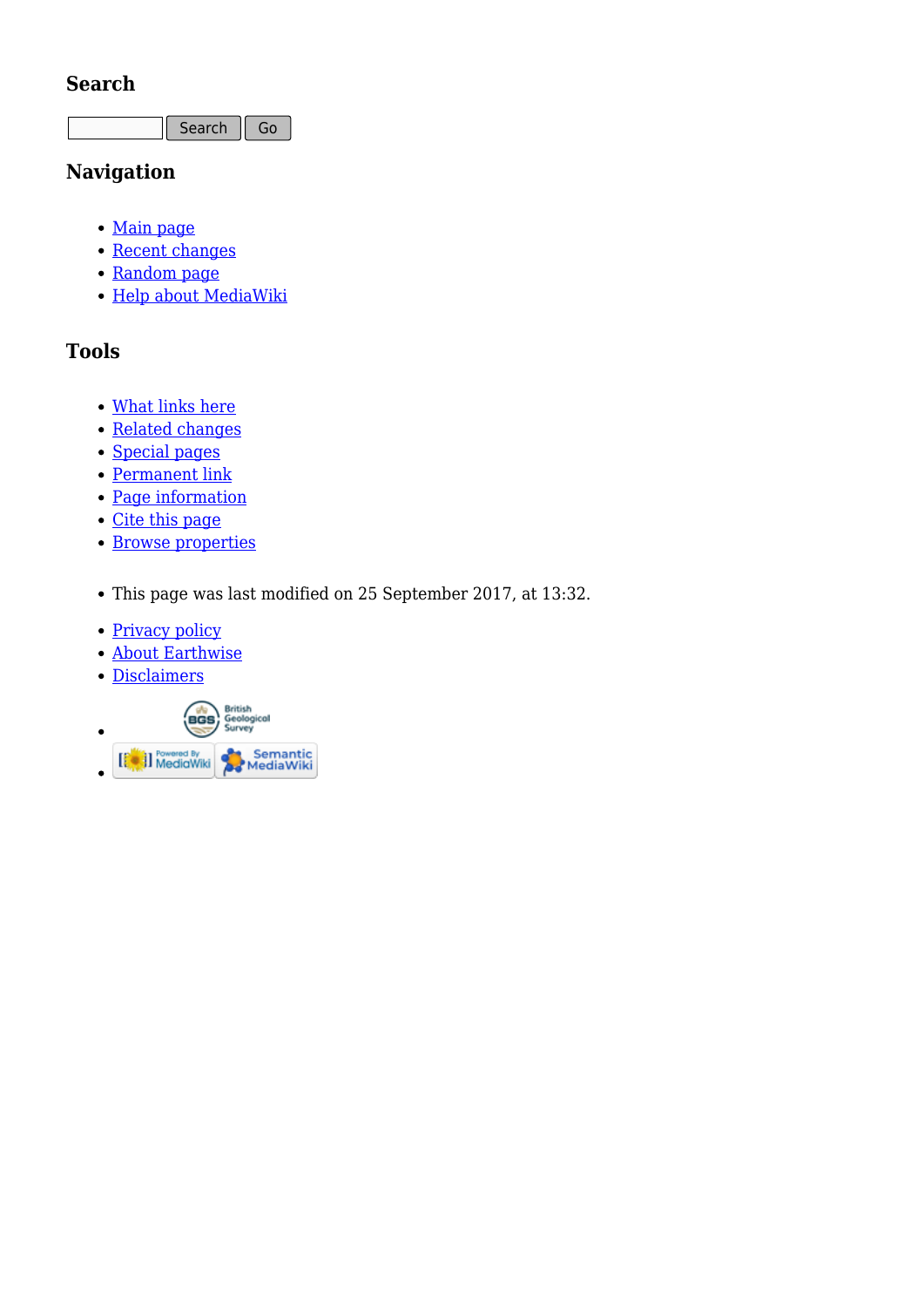## Search

Search Go

## Navigation

- Main page
- Recent changes
- Random page
- Help about MediaWiki

## Tools

- What links here
- Related changes
- Special pages
- Permanent link
- Page information
- Cite this page
- Browse properties

- This page was last modified on 25 September 2017, at 13:32.

- Privacy policy
- About Earthwise
- Disclaimers